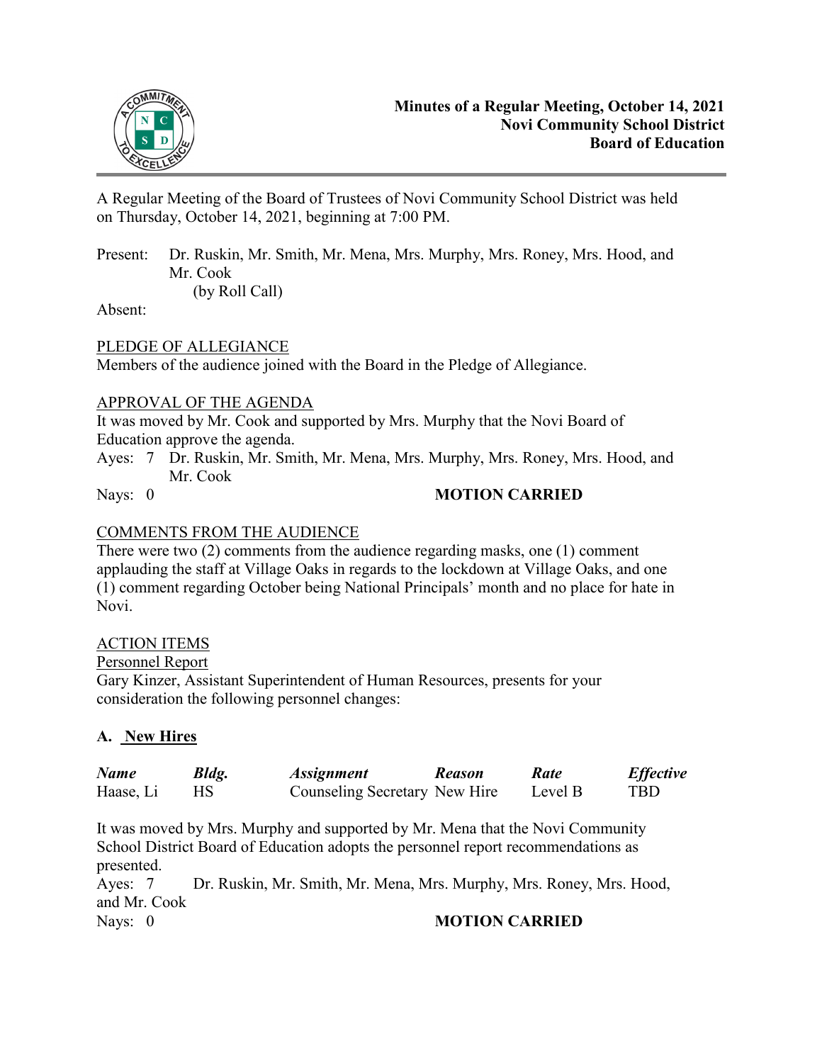# Minutes of a Regular Meeting, October 14, 2021
## Novi Community School District
## Board of Education

A Regular Meeting of the Board of Trustees of Novi Community School District was held on Thursday, October 14, 2021, beginning at 7:00 PM.

Present: Dr. Ruskin, Mr. Smith, Mr. Mena, Mrs. Murphy, Mrs. Roney, Mrs. Hood, and Mr. Cook
(by Roll Call)

Absent:

PLEDGE OF ALLEGIANCE

Members of the audience joined with the Board in the Pledge of Allegiance.

APPROVAL OF THE AGENDA

It was moved by Mr. Cook and supported by Mrs. Murphy that the Novi Board of Education approve the agenda.

Ayes: 7 Dr. Ruskin, Mr. Smith, Mr. Mena, Mrs. Murphy, Mrs. Roney, Mrs. Hood, and Mr. Cook

Nays: 0 **MOTION CARRIED**

COMMENTS FROM THE AUDIENCE

There were two (2) comments from the audience regarding masks, one (1) comment applauding the staff at Village Oaks in regards to the lockdown at Village Oaks, and one (1) comment regarding October being National Principals' month and no place for hate in Novi.

ACTION ITEMS

Personnel Report

Gary Kinzer, Assistant Superintendent of Human Resources, presents for your consideration the following personnel changes:

**A. New Hires**

| *Name* | *Bldg.* | *Assignment* | *Reason* | *Rate* | *Effective* |
|---|---|---|---|---|---|
| Haase, Li | HS | Counseling Secretary | New Hire | Level B | TBD |

It was moved by Mrs. Murphy and supported by Mr. Mena that the Novi Community School District Board of Education adopts the personnel report recommendations as presented.

Ayes: 7 Dr. Ruskin, Mr. Smith, Mr. Mena, Mrs. Murphy, Mrs. Roney, Mrs. Hood, and Mr. Cook

Nays: 0 **MOTION CARRIED**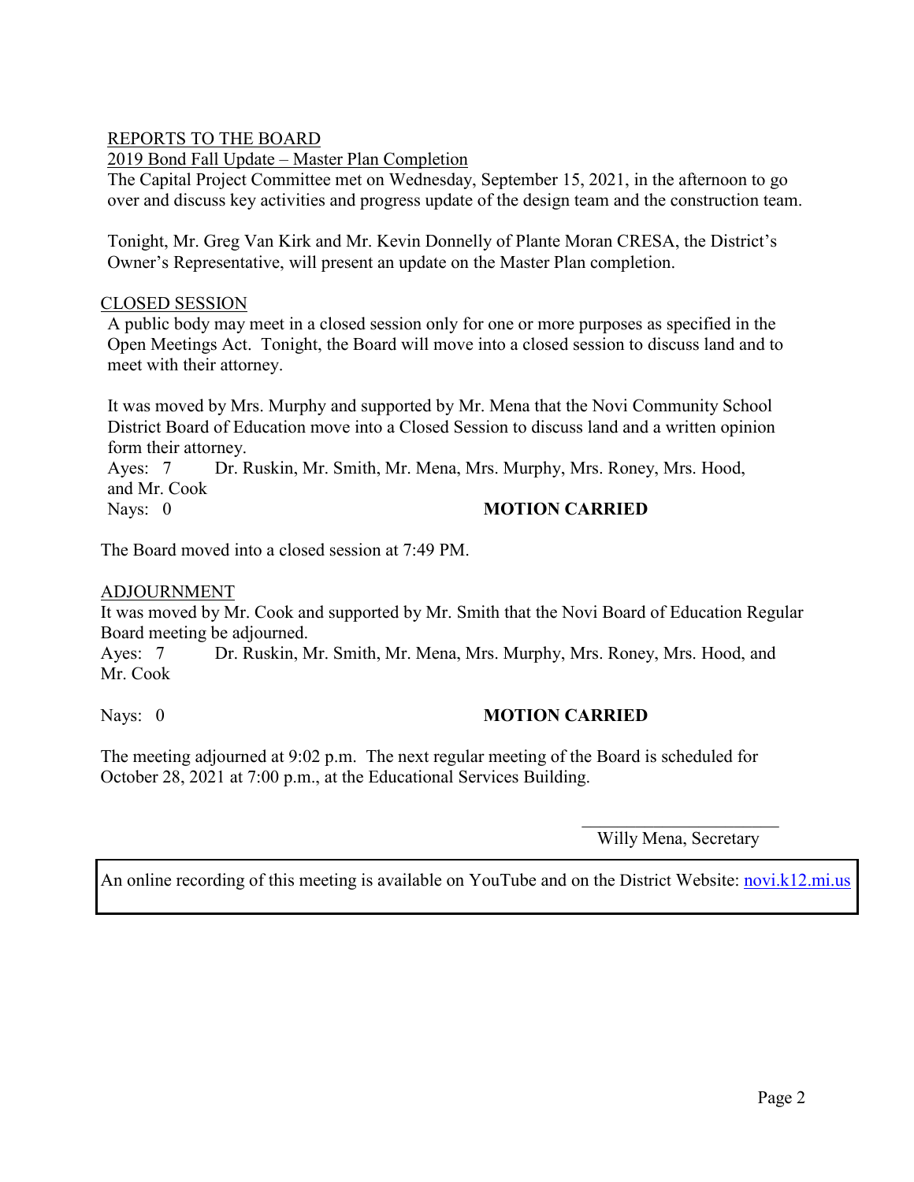REPORTS TO THE BOARD

2019 Bond Fall Update – Master Plan Completion

The Capital Project Committee met on Wednesday, September 15, 2021, in the afternoon to go over and discuss key activities and progress update of the design team and the construction team.

Tonight, Mr. Greg Van Kirk and Mr. Kevin Donnelly of Plante Moran CRESA, the District's Owner's Representative, will present an update on the Master Plan completion.

CLOSED SESSION

A public body may meet in a closed session only for one or more purposes as specified in the Open Meetings Act. Tonight, the Board will move into a closed session to discuss land and to meet with their attorney.

It was moved by Mrs. Murphy and supported by Mr. Mena that the Novi Community School District Board of Education move into a Closed Session to discuss land and a written opinion form their attorney.

Ayes: 7 Dr. Ruskin, Mr. Smith, Mr. Mena, Mrs. Murphy, Mrs. Roney, Mrs. Hood, and Mr. Cook

Nays: 0 **MOTION CARRIED**

The Board moved into a closed session at 7:49 PM.

ADJOURNMENT

It was moved by Mr. Cook and supported by Mr. Smith that the Novi Board of Education Regular Board meeting be adjourned.

Ayes: 7 Dr. Ruskin, Mr. Smith, Mr. Mena, Mrs. Murphy, Mrs. Roney, Mrs. Hood, and Mr. Cook

Nays: 0 **MOTION CARRIED**

The meeting adjourned at 9:02 p.m. The next regular meeting of the Board is scheduled for October 28, 2021 at 7:00 p.m., at the Educational Services Building.

______________________

Willy Mena, Secretary

An online recording of this meeting is available on YouTube and on the District Website: [novi.k12.mi.us](novi.k12.mi.us)